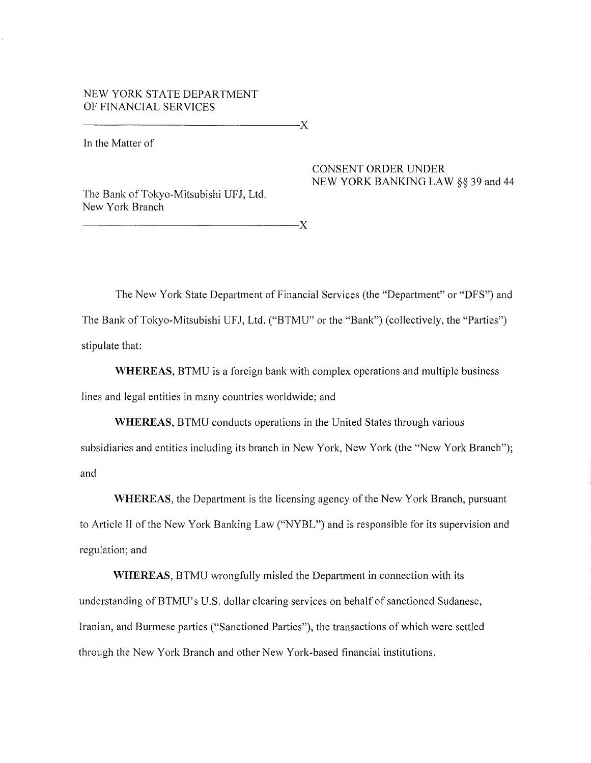NEW YORK STATE DEPARTMENT
OF FINANCIAL SERVICES

---------------------------------------------------------X

In the Matter of

CONSENT ORDER UNDER
NEW YORK BANKING LAW §§ 39 and 44

The Bank of Tokyo-Mitsubishi UFJ, Ltd.
New York Branch

---------------------------------------------------------X

The New York State Department of Financial Services (the "Department" or "DFS") and The Bank of Tokyo-Mitsubishi UFJ, Ltd. ("BTMU" or the "Bank") (collectively, the "Parties") stipulate that:

**WHEREAS**, BTMU is a foreign bank with complex operations and multiple business lines and legal entities in many countries worldwide; and

**WHEREAS**, BTMU conducts operations in the United States through various subsidiaries and entities including its branch in New York, New York (the "New York Branch"); and

**WHEREAS**, the Department is the licensing agency of the New York Branch, pursuant to Article II of the New York Banking Law ("NYBL") and is responsible for its supervision and regulation; and

**WHEREAS**, BTMU wrongfully misled the Department in connection with its understanding of BTMU's U.S. dollar clearing services on behalf of sanctioned Sudanese, Iranian, and Burmese parties ("Sanctioned Parties"), the transactions of which were settled through the New York Branch and other New York-based financial institutions.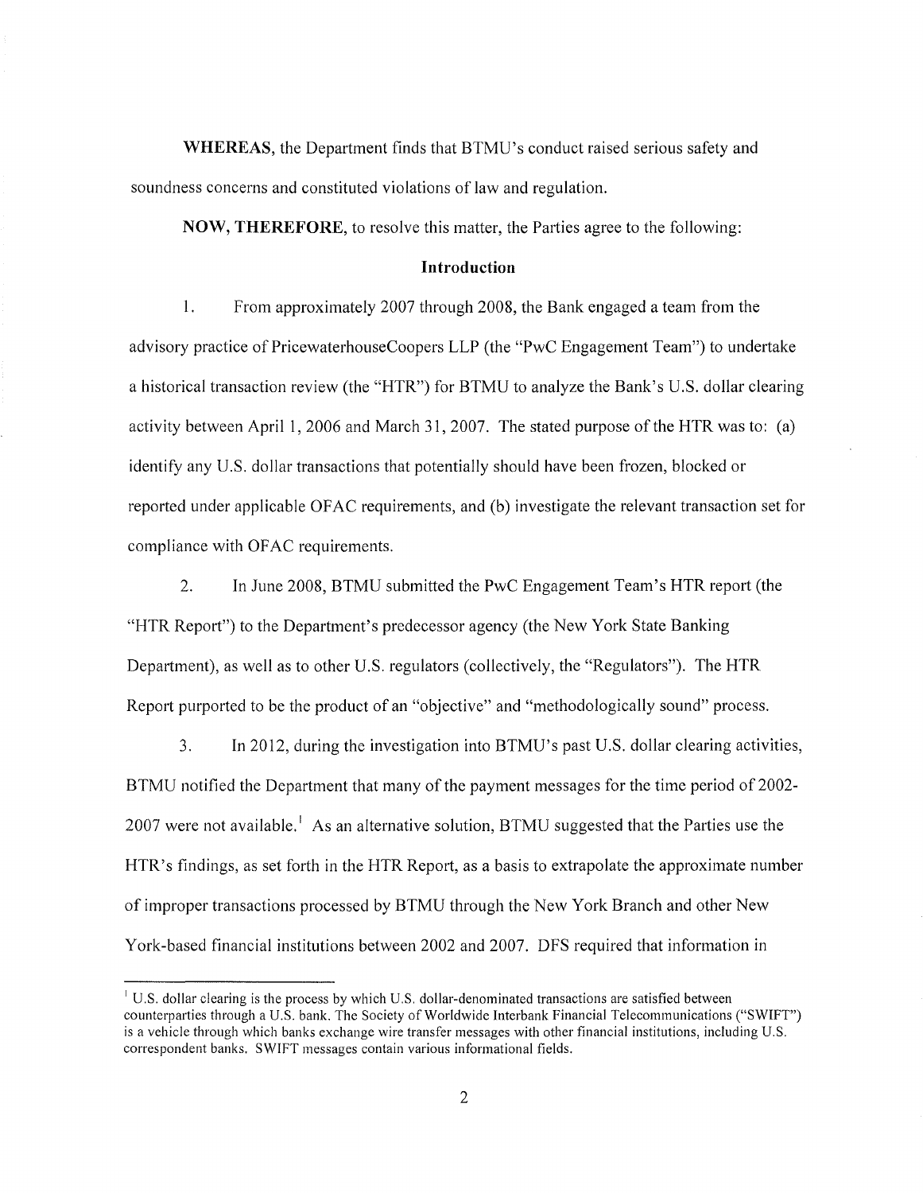**WHEREAS**, the Department finds that BTMU's conduct raised serious safety and soundness concerns and constituted violations of law and regulation.

**NOW, THEREFORE**, to resolve this matter, the Parties agree to the following:

## Introduction

1. From approximately 2007 through 2008, the Bank engaged a team from the advisory practice of PricewaterhouseCoopers LLP (the "PwC Engagement Team") to undertake a historical transaction review (the "HTR") for BTMU to analyze the Bank's U.S. dollar clearing activity between April 1, 2006 and March 31, 2007. The stated purpose of the HTR was to: (a) identify any U.S. dollar transactions that potentially should have been frozen, blocked or reported under applicable OFAC requirements, and (b) investigate the relevant transaction set for compliance with OFAC requirements.

2. In June 2008, BTMU submitted the PwC Engagement Team's HTR report (the "HTR Report") to the Department's predecessor agency (the New York State Banking Department), as well as to other U.S. regulators (collectively, the "Regulators"). The HTR Report purported to be the product of an "objective" and "methodologically sound" process.

3. In 2012, during the investigation into BTMU's past U.S. dollar clearing activities, BTMU notified the Department that many of the payment messages for the time period of 2002-2007 were not available.[1] As an alternative solution, BTMU suggested that the Parties use the HTR's findings, as set forth in the HTR Report, as a basis to extrapolate the approximate number of improper transactions processed by BTMU through the New York Branch and other New York-based financial institutions between 2002 and 2007. DFS required that information in

[1] U.S. dollar clearing is the process by which U.S. dollar-denominated transactions are satisfied between counterparties through a U.S. bank. The Society of Worldwide Interbank Financial Telecommunications ("SWIFT") is a vehicle through which banks exchange wire transfer messages with other financial institutions, including U.S. correspondent banks. SWIFT messages contain various informational fields.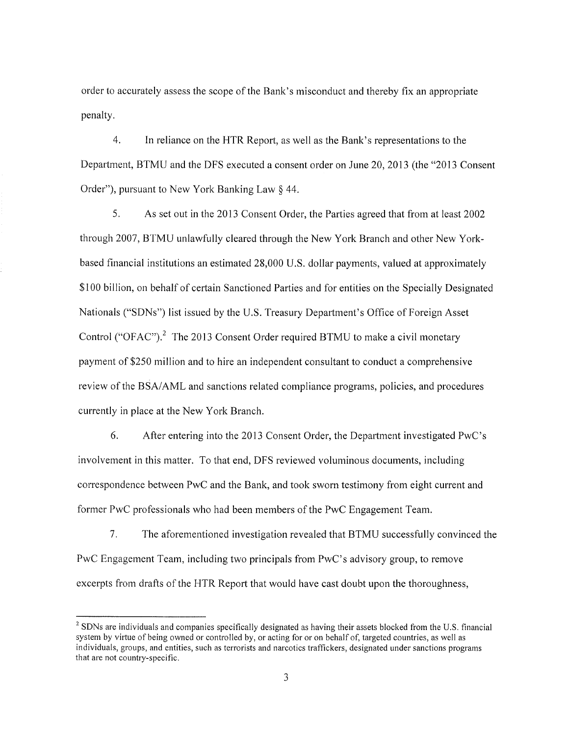order to accurately assess the scope of the Bank's misconduct and thereby fix an appropriate penalty.

4. In reliance on the HTR Report, as well as the Bank's representations to the Department, BTMU and the DFS executed a consent order on June 20, 2013 (the "2013 Consent Order"), pursuant to New York Banking Law § 44.

5. As set out in the 2013 Consent Order, the Parties agreed that from at least 2002 through 2007, BTMU unlawfully cleared through the New York Branch and other New York-based financial institutions an estimated 28,000 U.S. dollar payments, valued at approximately $100 billion, on behalf of certain Sanctioned Parties and for entities on the Specially Designated Nationals ("SDNs") list issued by the U.S. Treasury Department's Office of Foreign Asset Control ("OFAC").[2] The 2013 Consent Order required BTMU to make a civil monetary payment of $250 million and to hire an independent consultant to conduct a comprehensive review of the BSA/AML and sanctions related compliance programs, policies, and procedures currently in place at the New York Branch.

6. After entering into the 2013 Consent Order, the Department investigated PwC's involvement in this matter. To that end, DFS reviewed voluminous documents, including correspondence between PwC and the Bank, and took sworn testimony from eight current and former PwC professionals who had been members of the PwC Engagement Team.

7. The aforementioned investigation revealed that BTMU successfully convinced the PwC Engagement Team, including two principals from PwC's advisory group, to remove excerpts from drafts of the HTR Report that would have cast doubt upon the thoroughness,

---

[2] SDNs are individuals and companies specifically designated as having their assets blocked from the U.S. financial system by virtue of being owned or controlled by, or acting for or on behalf of, targeted countries, as well as individuals, groups, and entities, such as terrorists and narcotics traffickers, designated under sanctions programs that are not country-specific.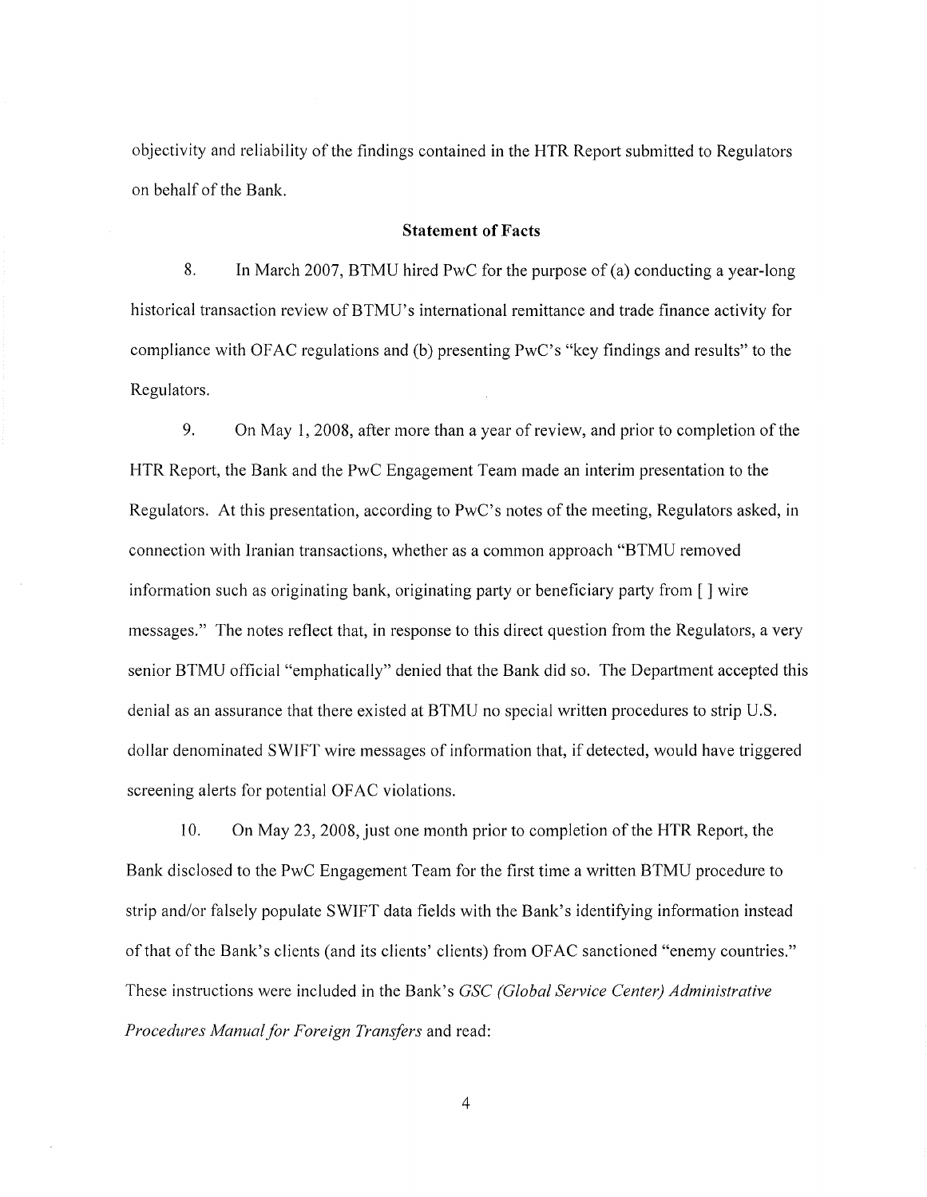objectivity and reliability of the findings contained in the HTR Report submitted to Regulators on behalf of the Bank.

## Statement of Facts

8. In March 2007, BTMU hired PwC for the purpose of (a) conducting a year-long historical transaction review of BTMU's international remittance and trade finance activity for compliance with OFAC regulations and (b) presenting PwC's "key findings and results" to the Regulators.

9. On May 1, 2008, after more than a year of review, and prior to completion of the HTR Report, the Bank and the PwC Engagement Team made an interim presentation to the Regulators. At this presentation, according to PwC's notes of the meeting, Regulators asked, in connection with Iranian transactions, whether as a common approach "BTMU removed information such as originating bank, originating party or beneficiary party from [ ] wire messages." The notes reflect that, in response to this direct question from the Regulators, a very senior BTMU official "emphatically" denied that the Bank did so. The Department accepted this denial as an assurance that there existed at BTMU no special written procedures to strip U.S. dollar denominated SWIFT wire messages of information that, if detected, would have triggered screening alerts for potential OFAC violations.

10. On May 23, 2008, just one month prior to completion of the HTR Report, the Bank disclosed to the PwC Engagement Team for the first time a written BTMU procedure to strip and/or falsely populate SWIFT data fields with the Bank's identifying information instead of that of the Bank's clients (and its clients' clients) from OFAC sanctioned "enemy countries." These instructions were included in the Bank's *GSC (Global Service Center) Administrative Procedures Manual for Foreign Transfers* and read: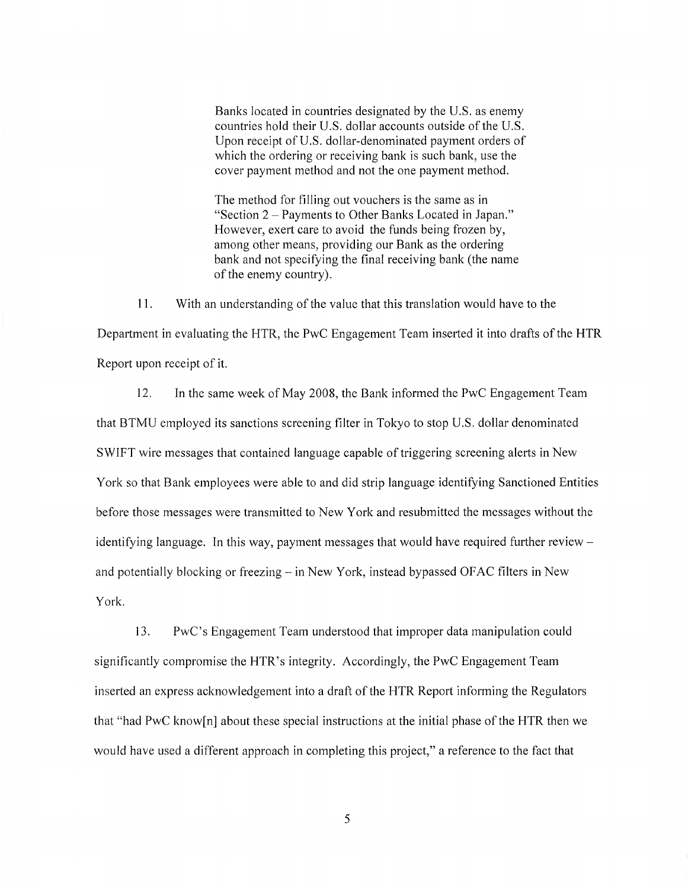> Banks located in countries designated by the U.S. as enemy countries hold their U.S. dollar accounts outside of the U.S. Upon receipt of U.S. dollar-denominated payment orders of which the ordering or receiving bank is such bank, use the cover payment method and not the one payment method.
>
> The method for filling out vouchers is the same as in "Section 2 – Payments to Other Banks Located in Japan." However, exert care to avoid the funds being frozen by, among other means, providing our Bank as the ordering bank and not specifying the final receiving bank (the name of the enemy country).

11. With an understanding of the value that this translation would have to the Department in evaluating the HTR, the PwC Engagement Team inserted it into drafts of the HTR Report upon receipt of it.

12. In the same week of May 2008, the Bank informed the PwC Engagement Team that BTMU employed its sanctions screening filter in Tokyo to stop U.S. dollar denominated SWIFT wire messages that contained language capable of triggering screening alerts in New York so that Bank employees were able to and did strip language identifying Sanctioned Entities before those messages were transmitted to New York and resubmitted the messages without the identifying language. In this way, payment messages that would have required further review – and potentially blocking or freezing – in New York, instead bypassed OFAC filters in New York.

13. PwC's Engagement Team understood that improper data manipulation could significantly compromise the HTR's integrity. Accordingly, the PwC Engagement Team inserted an express acknowledgement into a draft of the HTR Report informing the Regulators that "had PwC know[n] about these special instructions at the initial phase of the HTR then we would have used a different approach in completing this project," a reference to the fact that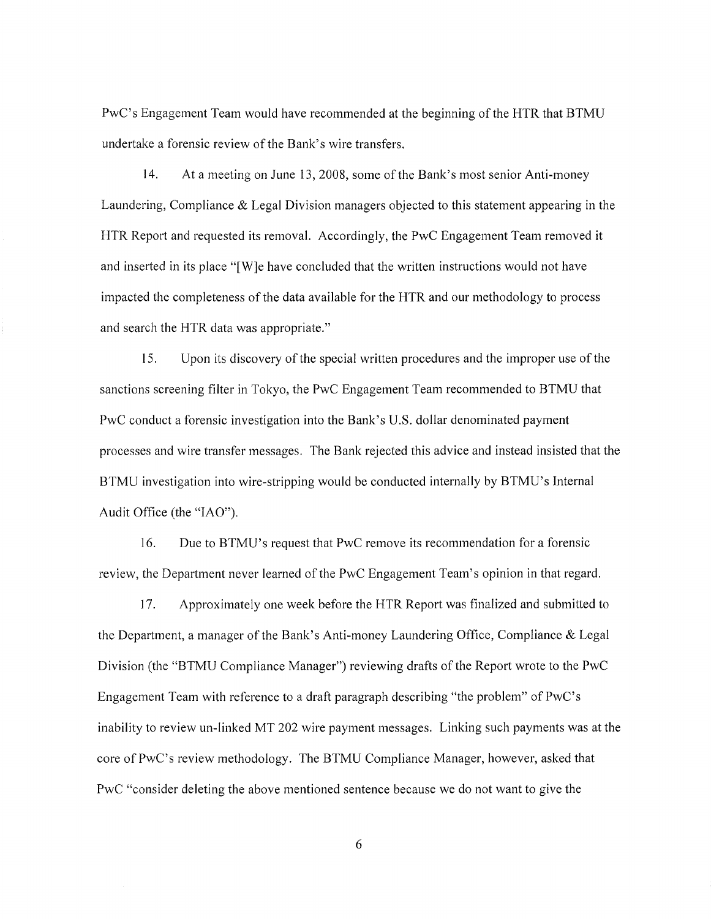PwC's Engagement Team would have recommended at the beginning of the HTR that BTMU undertake a forensic review of the Bank's wire transfers.

14. At a meeting on June 13, 2008, some of the Bank's most senior Anti-money Laundering, Compliance & Legal Division managers objected to this statement appearing in the HTR Report and requested its removal. Accordingly, the PwC Engagement Team removed it and inserted in its place "[W]e have concluded that the written instructions would not have impacted the completeness of the data available for the HTR and our methodology to process and search the HTR data was appropriate."

15. Upon its discovery of the special written procedures and the improper use of the sanctions screening filter in Tokyo, the PwC Engagement Team recommended to BTMU that PwC conduct a forensic investigation into the Bank's U.S. dollar denominated payment processes and wire transfer messages. The Bank rejected this advice and instead insisted that the BTMU investigation into wire-stripping would be conducted internally by BTMU's Internal Audit Office (the "IAO").

16. Due to BTMU's request that PwC remove its recommendation for a forensic review, the Department never learned of the PwC Engagement Team's opinion in that regard.

17. Approximately one week before the HTR Report was finalized and submitted to the Department, a manager of the Bank's Anti-money Laundering Office, Compliance & Legal Division (the "BTMU Compliance Manager") reviewing drafts of the Report wrote to the PwC Engagement Team with reference to a draft paragraph describing "the problem" of PwC's inability to review un-linked MT 202 wire payment messages. Linking such payments was at the core of PwC's review methodology. The BTMU Compliance Manager, however, asked that PwC "consider deleting the above mentioned sentence because we do not want to give the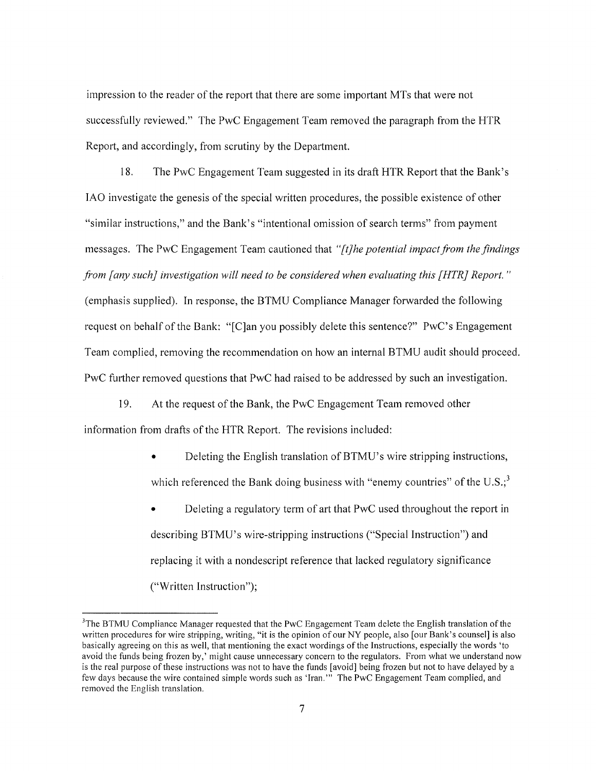impression to the reader of the report that there are some important MTs that were not successfully reviewed." The PwC Engagement Team removed the paragraph from the HTR Report, and accordingly, from scrutiny by the Department.

18. The PwC Engagement Team suggested in its draft HTR Report that the Bank's IAO investigate the genesis of the special written procedures, the possible existence of other "similar instructions," and the Bank's "intentional omission of search terms" from payment messages. The PwC Engagement Team cautioned that *"[t]he potential impact from the findings from [any such] investigation will need to be considered when evaluating this [HTR] Report."* (emphasis supplied). In response, the BTMU Compliance Manager forwarded the following request on behalf of the Bank: "[C]an you possibly delete this sentence?" PwC's Engagement Team complied, removing the recommendation on how an internal BTMU audit should proceed. PwC further removed questions that PwC had raised to be addressed by such an investigation.

19. At the request of the Bank, the PwC Engagement Team removed other information from drafts of the HTR Report. The revisions included:

- Deleting the English translation of BTMU's wire stripping instructions, which referenced the Bank doing business with "enemy countries" of the U.S.;[3]
- Deleting a regulatory term of art that PwC used throughout the report in describing BTMU's wire-stripping instructions ("Special Instruction") and replacing it with a nondescript reference that lacked regulatory significance ("Written Instruction");

---

[3] The BTMU Compliance Manager requested that the PwC Engagement Team delete the English translation of the written procedures for wire stripping, writing, "it is the opinion of our NY people, also [our Bank's counsel] is also basically agreeing on this as well, that mentioning the exact wordings of the Instructions, especially the words 'to avoid the funds being frozen by,' might cause unnecessary concern to the regulators. From what we understand now is the real purpose of these instructions was not to have the funds [avoid] being frozen but not to have delayed by a few days because the wire contained simple words such as 'Iran.'" The PwC Engagement Team complied, and removed the English translation.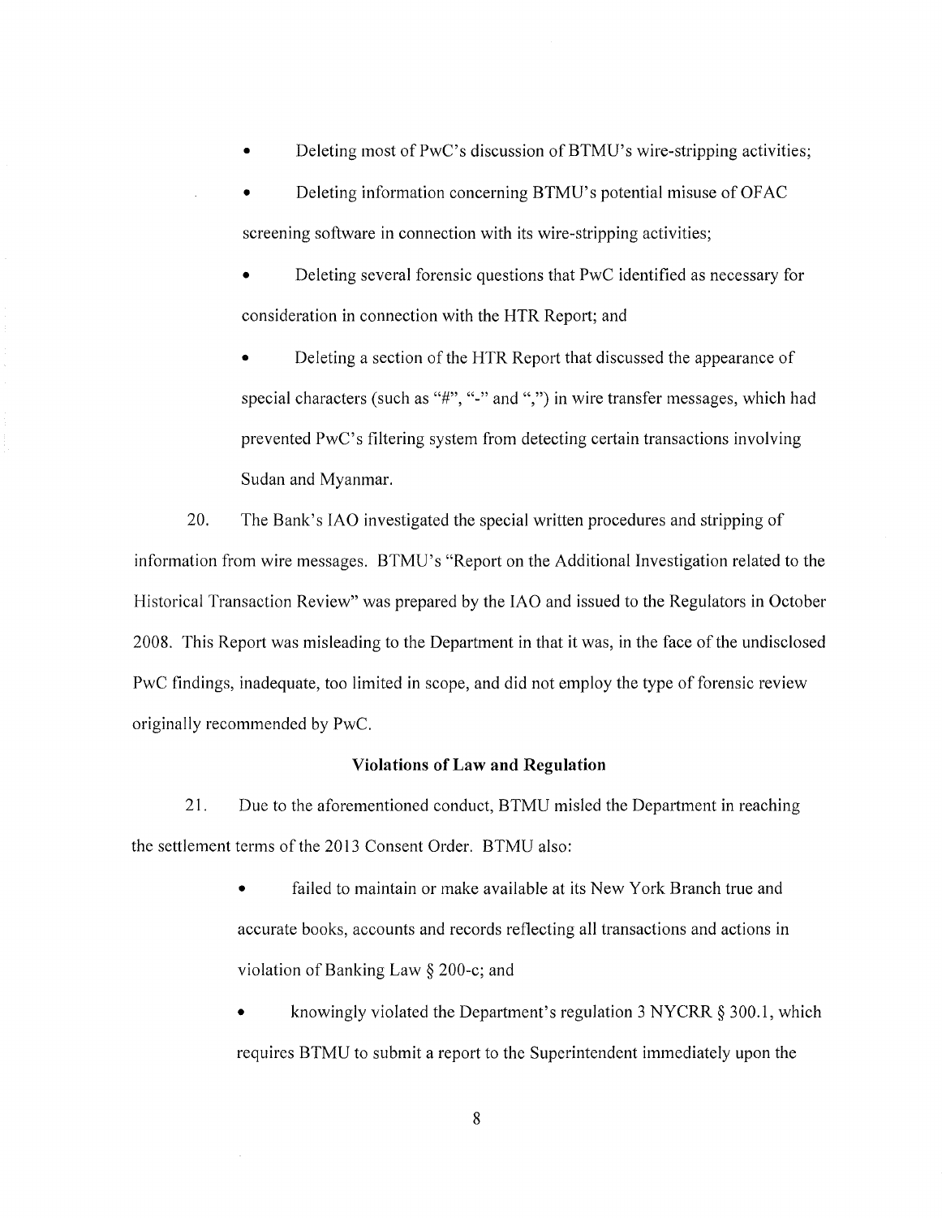- Deleting most of PwC's discussion of BTMU's wire-stripping activities;
- Deleting information concerning BTMU's potential misuse of OFAC screening software in connection with its wire-stripping activities;
- Deleting several forensic questions that PwC identified as necessary for consideration in connection with the HTR Report; and
- Deleting a section of the HTR Report that discussed the appearance of special characters (such as "#", "-" and ",") in wire transfer messages, which had prevented PwC's filtering system from detecting certain transactions involving Sudan and Myanmar.

20. The Bank's IAO investigated the special written procedures and stripping of information from wire messages. BTMU's "Report on the Additional Investigation related to the Historical Transaction Review" was prepared by the IAO and issued to the Regulators in October 2008. This Report was misleading to the Department in that it was, in the face of the undisclosed PwC findings, inadequate, too limited in scope, and did not employ the type of forensic review originally recommended by PwC.

### Violations of Law and Regulation

21. Due to the aforementioned conduct, BTMU misled the Department in reaching the settlement terms of the 2013 Consent Order. BTMU also:

- failed to maintain or make available at its New York Branch true and accurate books, accounts and records reflecting all transactions and actions in violation of Banking Law § 200-c; and
- knowingly violated the Department's regulation 3 NYCRR § 300.1, which requires BTMU to submit a report to the Superintendent immediately upon the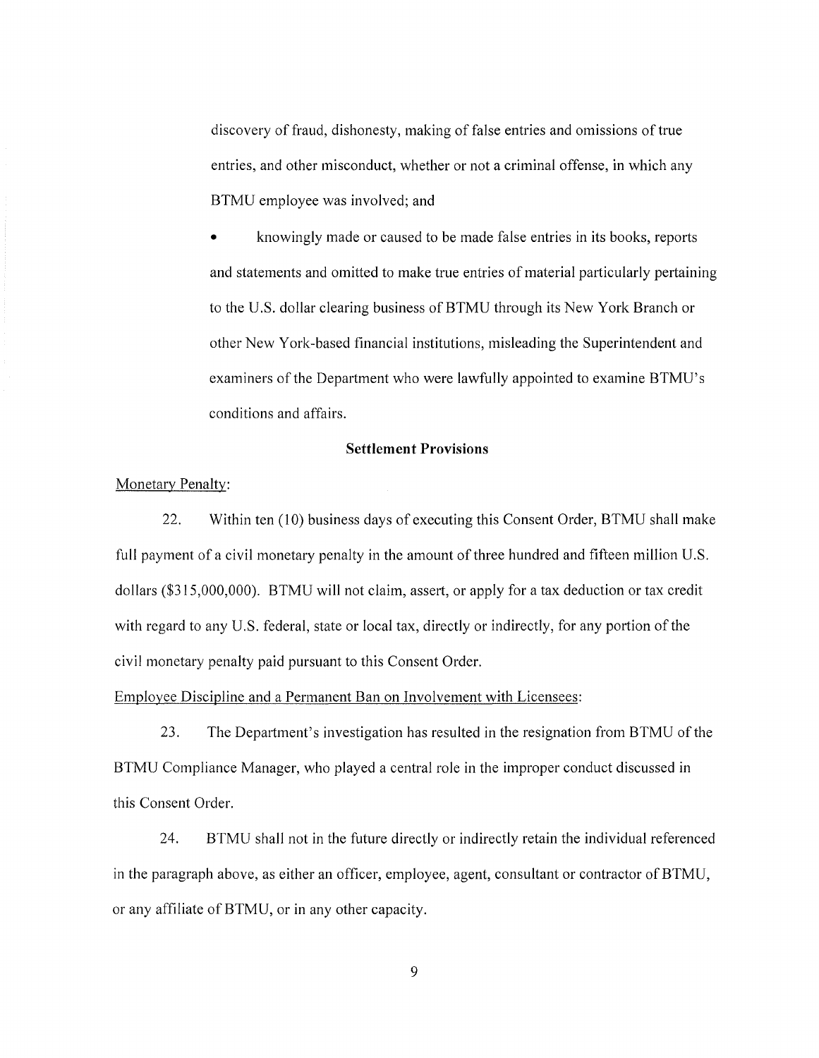discovery of fraud, dishonesty, making of false entries and omissions of true entries, and other misconduct, whether or not a criminal offense, in which any BTMU employee was involved; and

- knowingly made or caused to be made false entries in its books, reports and statements and omitted to make true entries of material particularly pertaining to the U.S. dollar clearing business of BTMU through its New York Branch or other New York-based financial institutions, misleading the Superintendent and examiners of the Department who were lawfully appointed to examine BTMU's conditions and affairs.

### Settlement Provisions

<u>Monetary Penalty</u>:

22. Within ten (10) business days of executing this Consent Order, BTMU shall make full payment of a civil monetary penalty in the amount of three hundred and fifteen million U.S. dollars ($315,000,000). BTMU will not claim, assert, or apply for a tax deduction or tax credit with regard to any U.S. federal, state or local tax, directly or indirectly, for any portion of the civil monetary penalty paid pursuant to this Consent Order.

<u>Employee Discipline and a Permanent Ban on Involvement with Licensees</u>:

23. The Department's investigation has resulted in the resignation from BTMU of the BTMU Compliance Manager, who played a central role in the improper conduct discussed in this Consent Order.

24. BTMU shall not in the future directly or indirectly retain the individual referenced in the paragraph above, as either an officer, employee, agent, consultant or contractor of BTMU, or any affiliate of BTMU, or in any other capacity.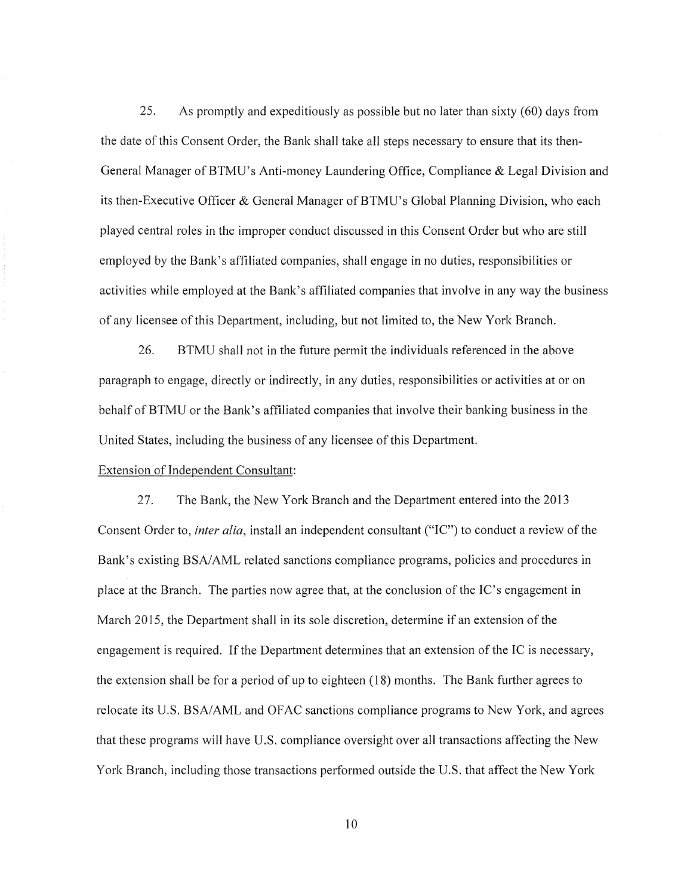25. As promptly and expeditiously as possible but no later than sixty (60) days from the date of this Consent Order, the Bank shall take all steps necessary to ensure that its then-General Manager of BTMU's Anti-money Laundering Office, Compliance & Legal Division and its then-Executive Officer & General Manager of BTMU's Global Planning Division, who each played central roles in the improper conduct discussed in this Consent Order but who are still employed by the Bank's affiliated companies, shall engage in no duties, responsibilities or activities while employed at the Bank's affiliated companies that involve in any way the business of any licensee of this Department, including, but not limited to, the New York Branch.

26. BTMU shall not in the future permit the individuals referenced in the above paragraph to engage, directly or indirectly, in any duties, responsibilities or activities at or on behalf of BTMU or the Bank's affiliated companies that involve their banking business in the United States, including the business of any licensee of this Department.

Extension of Independent Consultant:

27. The Bank, the New York Branch and the Department entered into the 2013 Consent Order to, *inter alia*, install an independent consultant ("IC") to conduct a review of the Bank's existing BSA/AML related sanctions compliance programs, policies and procedures in place at the Branch. The parties now agree that, at the conclusion of the IC's engagement in March 2015, the Department shall in its sole discretion, determine if an extension of the engagement is required. If the Department determines that an extension of the IC is necessary, the extension shall be for a period of up to eighteen (18) months. The Bank further agrees to relocate its U.S. BSA/AML and OFAC sanctions compliance programs to New York, and agrees that these programs will have U.S. compliance oversight over all transactions affecting the New York Branch, including those transactions performed outside the U.S. that affect the New York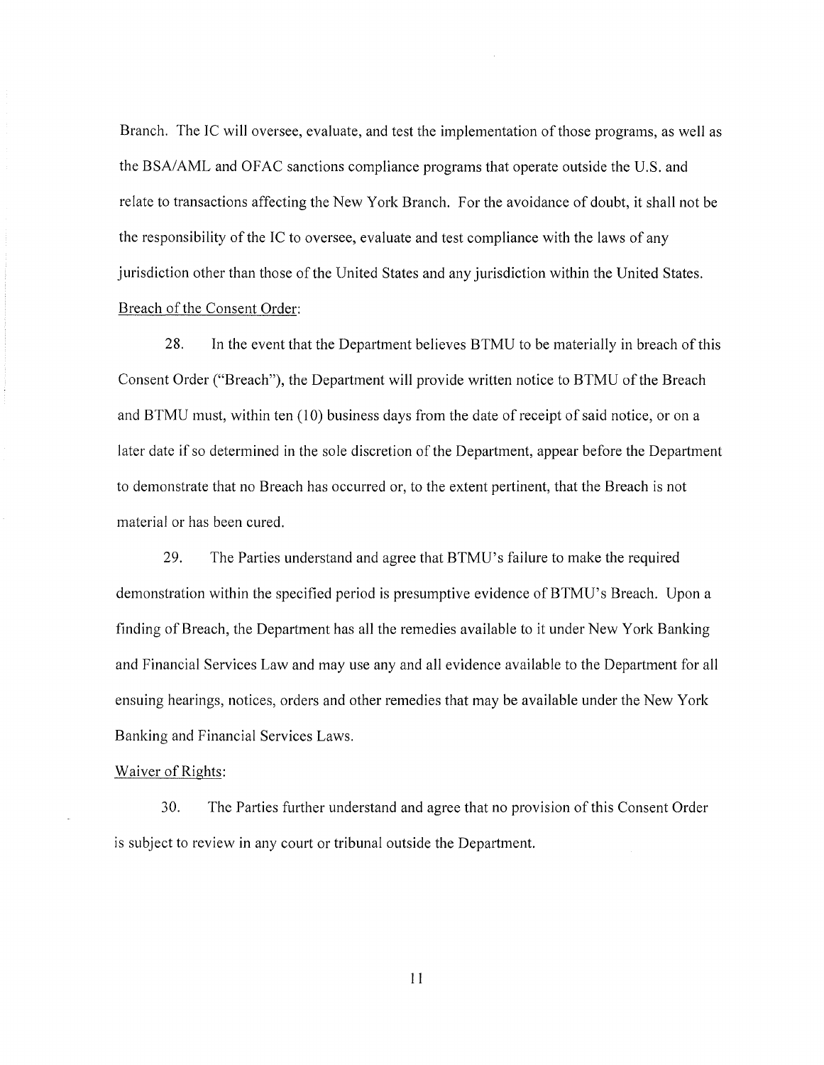Branch. The IC will oversee, evaluate, and test the implementation of those programs, as well as the BSA/AML and OFAC sanctions compliance programs that operate outside the U.S. and relate to transactions affecting the New York Branch. For the avoidance of doubt, it shall not be the responsibility of the IC to oversee, evaluate and test compliance with the laws of any jurisdiction other than those of the United States and any jurisdiction within the United States.

Breach of the Consent Order:

28. In the event that the Department believes BTMU to be materially in breach of this Consent Order ("Breach"), the Department will provide written notice to BTMU of the Breach and BTMU must, within ten (10) business days from the date of receipt of said notice, or on a later date if so determined in the sole discretion of the Department, appear before the Department to demonstrate that no Breach has occurred or, to the extent pertinent, that the Breach is not material or has been cured.

29. The Parties understand and agree that BTMU's failure to make the required demonstration within the specified period is presumptive evidence of BTMU's Breach. Upon a finding of Breach, the Department has all the remedies available to it under New York Banking and Financial Services Law and may use any and all evidence available to the Department for all ensuing hearings, notices, orders and other remedies that may be available under the New York Banking and Financial Services Laws.

Waiver of Rights:

30. The Parties further understand and agree that no provision of this Consent Order is subject to review in any court or tribunal outside the Department.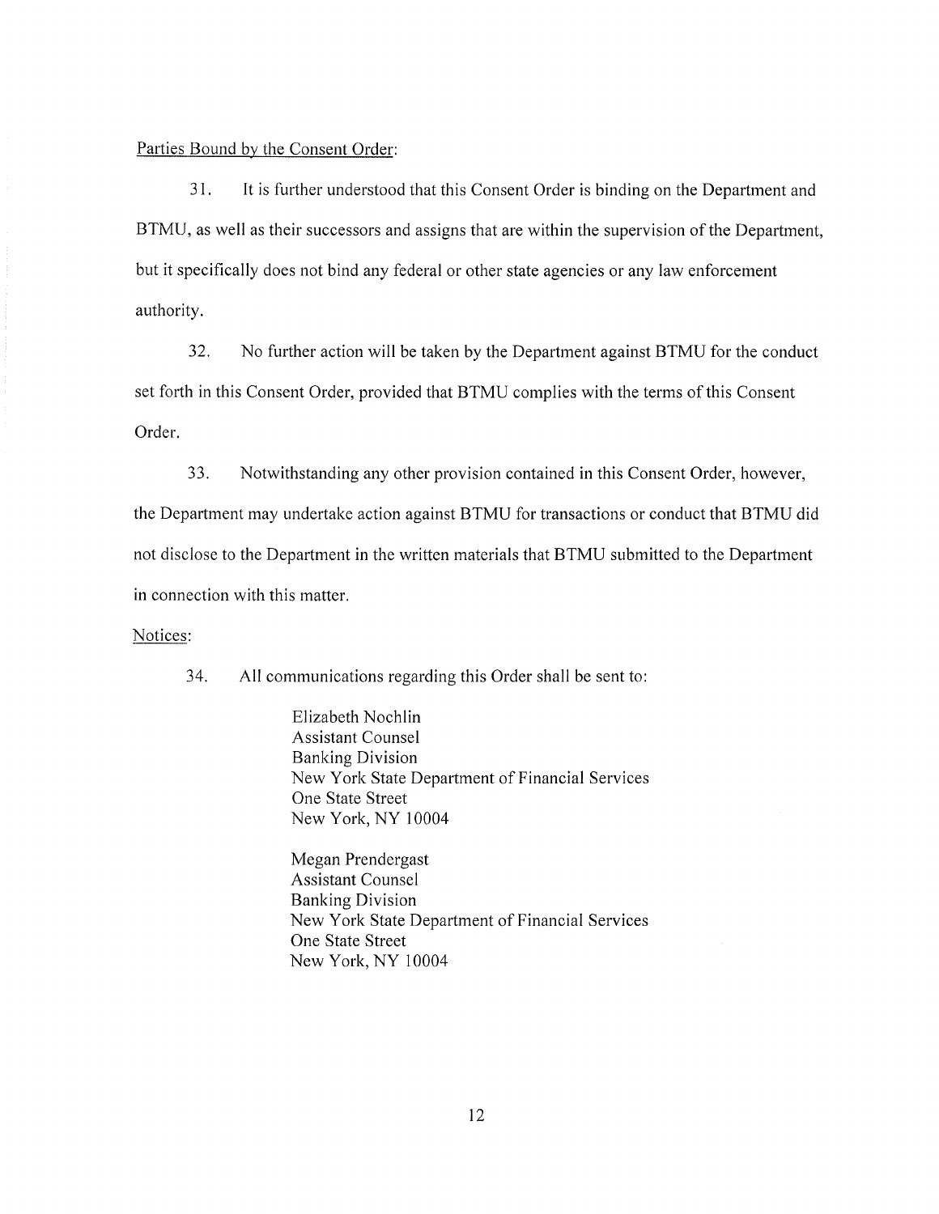Parties Bound by the Consent Order:

31. It is further understood that this Consent Order is binding on the Department and BTMU, as well as their successors and assigns that are within the supervision of the Department, but it specifically does not bind any federal or other state agencies or any law enforcement authority.

32. No further action will be taken by the Department against BTMU for the conduct set forth in this Consent Order, provided that BTMU complies with the terms of this Consent Order.

33. Notwithstanding any other provision contained in this Consent Order, however, the Department may undertake action against BTMU for transactions or conduct that BTMU did not disclose to the Department in the written materials that BTMU submitted to the Department in connection with this matter.

Notices:

34. All communications regarding this Order shall be sent to:

Elizabeth Nochlin
Assistant Counsel
Banking Division
New York State Department of Financial Services
One State Street
New York, NY 10004

Megan Prendergast
Assistant Counsel
Banking Division
New York State Department of Financial Services
One State Street
New York, NY 10004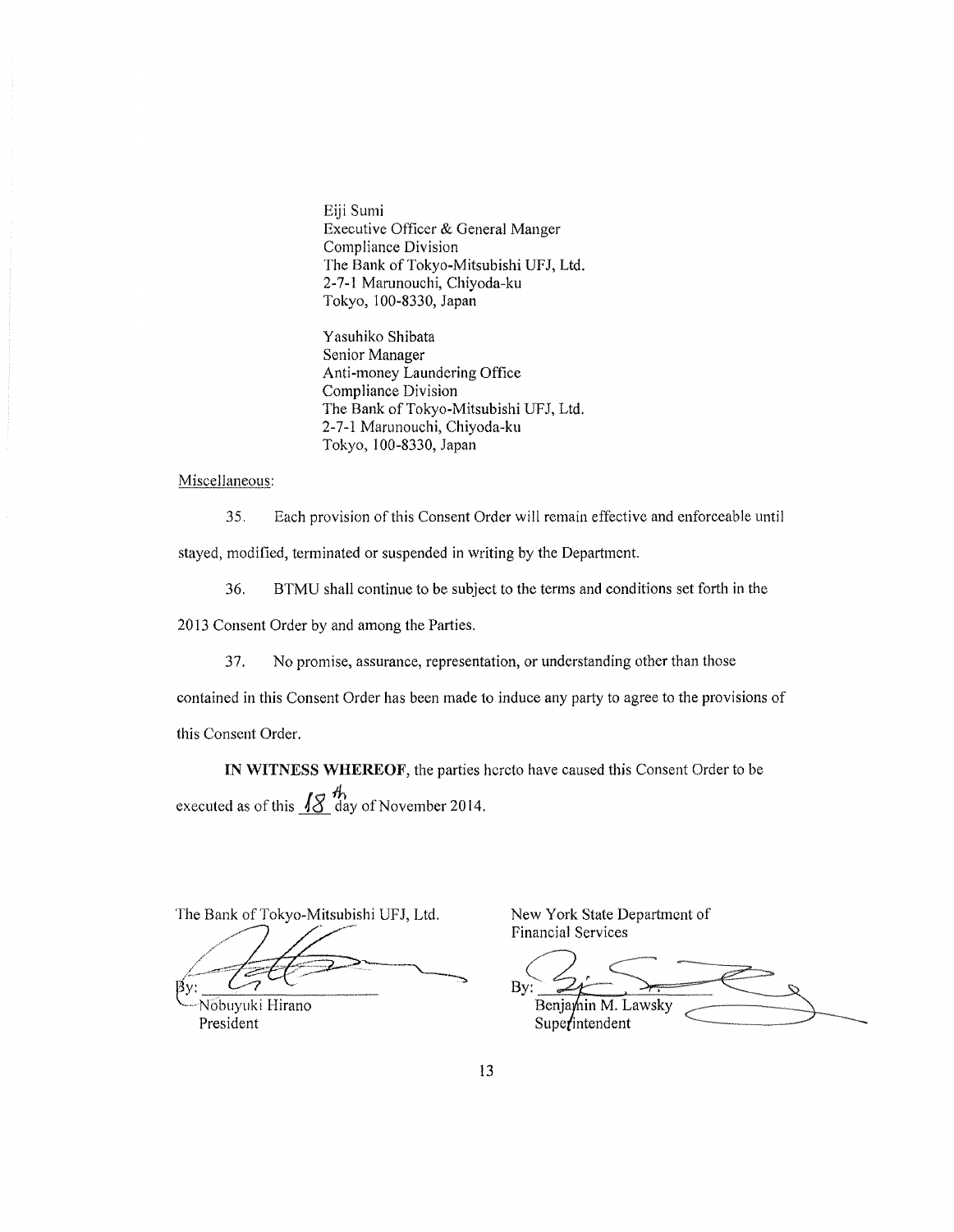Eiji Sumi
Executive Officer & General Manger
Compliance Division
The Bank of Tokyo-Mitsubishi UFJ, Ltd.
2-7-1 Marunouchi, Chiyoda-ku
Tokyo, 100-8330, Japan

Yasuhiko Shibata
Senior Manager
Anti-money Laundering Office
Compliance Division
The Bank of Tokyo-Mitsubishi UFJ, Ltd.
2-7-1 Marunouchi, Chiyoda-ku
Tokyo, 100-8330, Japan

Miscellaneous:

35. Each provision of this Consent Order will remain effective and enforceable until stayed, modified, terminated or suspended in writing by the Department.

36. BTMU shall continue to be subject to the terms and conditions set forth in the 2013 Consent Order by and among the Parties.

37. No promise, assurance, representation, or understanding other than those contained in this Consent Order has been made to induce any party to agree to the provisions of this Consent Order.

**IN WITNESS WHEREOF**, the parties hereto have caused this Consent Order to be executed as of this 18th day of November 2014.

The Bank of Tokyo-Mitsubishi UFJ, Ltd.

By: ______________________
Nobuyuki Hirano
President

New York State Department of Financial Services

By: ______________________
Benjamin M. Lawsky
Superintendent